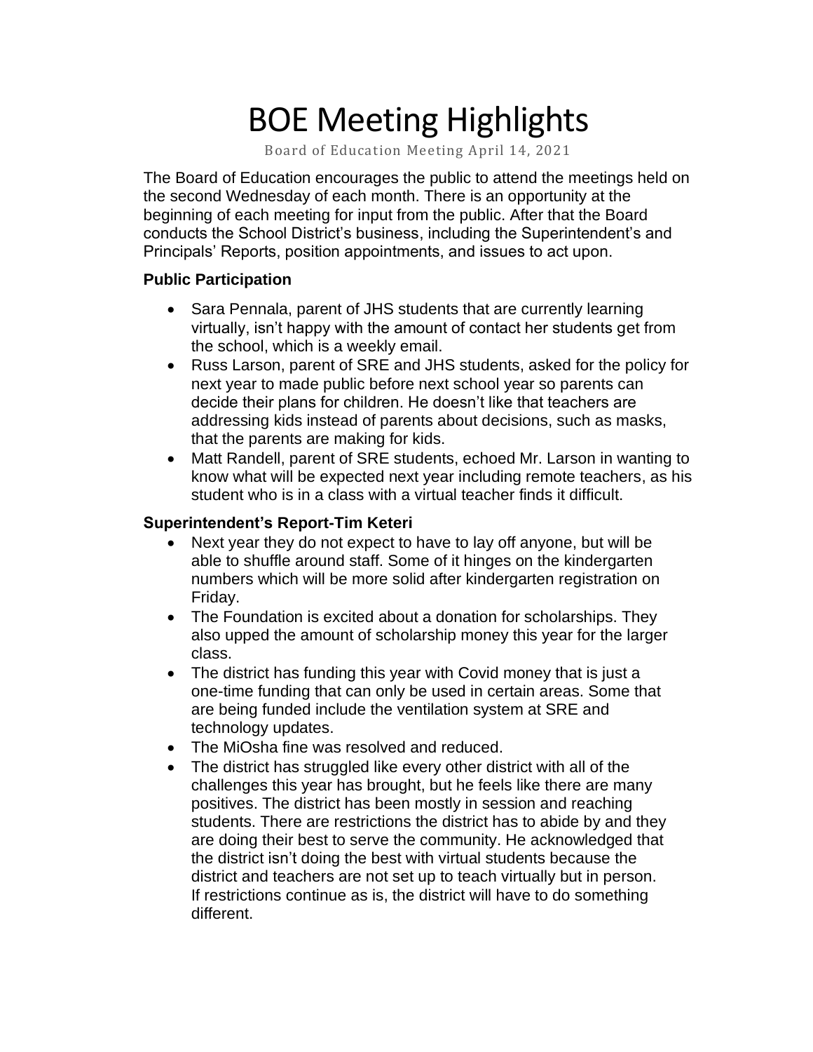# BOE Meeting Highlights

Board of Education Meeting April 14, 2021

The Board of Education encourages the public to attend the meetings held on the second Wednesday of each month. There is an opportunity at the beginning of each meeting for input from the public. After that the Board conducts the School District's business, including the Superintendent's and Principals' Reports, position appointments, and issues to act upon.

### Public Participation

- Sara Pennala, parent of JHS students that are currently learning virtually, isn't happy with the amount of contact her students get from the school, which is a weekly email.
- Russ Larson, parent of SRE and JHS students, asked for the policy for next year to made public before next school year so parents can decide their plans for children. He doesn't like that teachers are addressing kids instead of parents about decisions, such as masks, that the parents are making for kids.
- Matt Randell, parent of SRE students, echoed Mr. Larson in wanting to know what will be expected next year including remote teachers, as his student who is in a class with a virtual teacher finds it difficult.

### Superintendent's Report-Tim Keteri

- Next year they do not expect to have to lay off anyone, but will be able to shuffle around staff. Some of it hinges on the kindergarten numbers which will be more solid after kindergarten registration on Friday.
- The Foundation is excited about a donation for scholarships. They also upped the amount of scholarship money this year for the larger class.
- The district has funding this year with Covid money that is just a one-time funding that can only be used in certain areas. Some that are being funded include the ventilation system at SRE and technology updates.
- The MiOsha fine was resolved and reduced.
- The district has struggled like every other district with all of the challenges this year has brought, but he feels like there are many positives. The district has been mostly in session and reaching students. There are restrictions the district has to abide by and they are doing their best to serve the community. He acknowledged that the district isn't doing the best with virtual students because the district and teachers are not set up to teach virtually but in person. If restrictions continue as is, the district will have to do something different.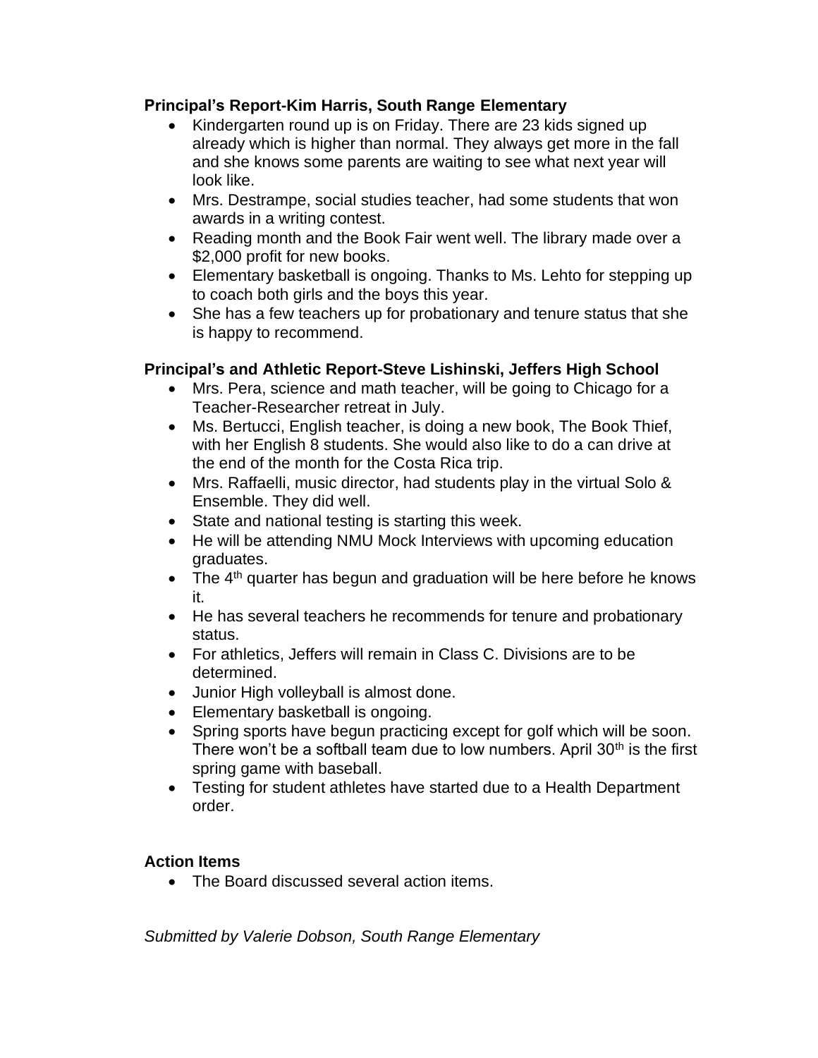**Principal's Report-Kim Harris, South Range Elementary**

- Kindergarten round up is on Friday. There are 23 kids signed up already which is higher than normal. They always get more in the fall and she knows some parents are waiting to see what next year will look like.
- Mrs. Destrampe, social studies teacher, had some students that won awards in a writing contest.
- Reading month and the Book Fair went well. The library made over a $2,000 profit for new books.
- Elementary basketball is ongoing. Thanks to Ms. Lehto for stepping up to coach both girls and the boys this year.
- She has a few teachers up for probationary and tenure status that she is happy to recommend.

**Principal's and Athletic Report-Steve Lishinski, Jeffers High School**

- Mrs. Pera, science and math teacher, will be going to Chicago for a Teacher-Researcher retreat in July.
- Ms. Bertucci, English teacher, is doing a new book, The Book Thief, with her English 8 students. She would also like to do a can drive at the end of the month for the Costa Rica trip.
- Mrs. Raffaelli, music director, had students play in the virtual Solo & Ensemble. They did well.
- State and national testing is starting this week.
- He will be attending NMU Mock Interviews with upcoming education graduates.
- The 4th quarter has begun and graduation will be here before he knows it.
- He has several teachers he recommends for tenure and probationary status.
- For athletics, Jeffers will remain in Class C. Divisions are to be determined.
- Junior High volleyball is almost done.
- Elementary basketball is ongoing.
- Spring sports have begun practicing except for golf which will be soon. There won't be a softball team due to low numbers. April 30th is the first spring game with baseball.
- Testing for student athletes have started due to a Health Department order.

**Action Items**

- The Board discussed several action items.

*Submitted by Valerie Dobson, South Range Elementary*